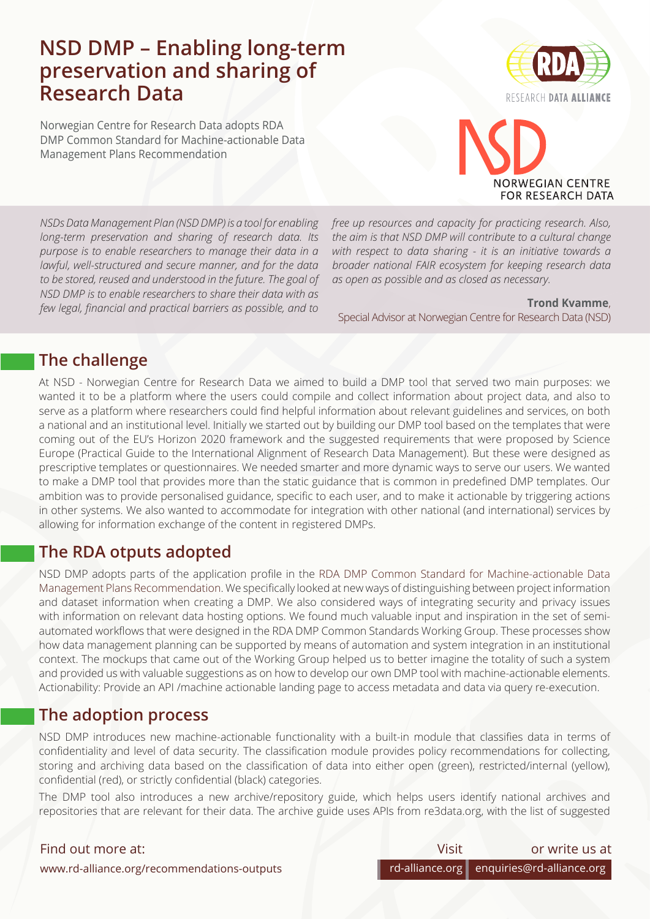# NSD DMP – Enabling long-term preservation and sharing of Research Data

Norwegian Centre for Research Data adopts RDA DMP Common Standard for Machine-actionable Data Management Plans Recommendation

RESEARCH DATA ALLIANCE

NORWEGIAN CENTRE FOR RESEARCH DATA

*NSDs Data Management Plan (NSD DMP) is a tool for enabling long-term preservation and sharing of research data. Its purpose is to enable researchers to manage their data in a lawful, well-structured and secure manner, and for the data to be stored, reused and understood in the future. The goal of NSD DMP is to enable researchers to share their data with as few legal, financial and practical barriers as possible, and to free up resources and capacity for practicing research. Also, the aim is that NSD DMP will contribute to a cultural change with respect to data sharing - it is an initiative towards a broader national FAIR ecosystem for keeping research data as open as possible and as closed as necessary.*

**Trond Kvamme**, Special Advisor at Norwegian Centre for Research Data (NSD)

## The challenge

At NSD - Norwegian Centre for Research Data we aimed to build a DMP tool that served two main purposes: we wanted it to be a platform where the users could compile and collect information about project data, and also to serve as a platform where researchers could find helpful information about relevant guidelines and services, on both a national and an institutional level. Initially we started out by building our DMP tool based on the templates that were coming out of the EU's Horizon 2020 framework and the suggested requirements that were proposed by Science Europe (Practical Guide to the International Alignment of Research Data Management). But these were designed as prescriptive templates or questionnaires. We needed smarter and more dynamic ways to serve our users. We wanted to make a DMP tool that provides more than the static guidance that is common in predefined DMP templates. Our ambition was to provide personalised guidance, specific to each user, and to make it actionable by triggering actions in other systems. We also wanted to accommodate for integration with other national (and international) services by allowing for information exchange of the content in registered DMPs.

## The RDA otputs adopted

NSD DMP adopts parts of the application profile in the RDA DMP Common Standard for Machine-actionable Data Management Plans Recommendation. We specifically looked at new ways of distinguishing between project information and dataset information when creating a DMP. We also considered ways of integrating security and privacy issues with information on relevant data hosting options. We found much valuable input and inspiration in the set of semi-automated workflows that were designed in the RDA DMP Common Standards Working Group. These processes show how data management planning can be supported by means of automation and system integration in an institutional context. The mockups that came out of the Working Group helped us to better imagine the totality of such a system and provided us with valuable suggestions as on how to develop our own DMP tool with machine-actionable elements. Actionability: Provide an API /machine actionable landing page to access metadata and data via query re-execution.

## The adoption process

NSD DMP introduces new machine-actionable functionality with a built-in module that classifies data in terms of confidentiality and level of data security. The classification module provides policy recommendations for collecting, storing and archiving data based on the classification of data into either open (green), restricted/internal (yellow), confidential (red), or strictly confidential (black) categories.

The DMP tool also introduces a new archive/repository guide, which helps users identify national archives and repositories that are relevant for their data. The archive guide uses APIs from re3data.org, with the list of suggested

Find out more at: www.rd-alliance.org/recommendations-outputs

Visit rd-alliance.org or write us at enquiries@rd-alliance.org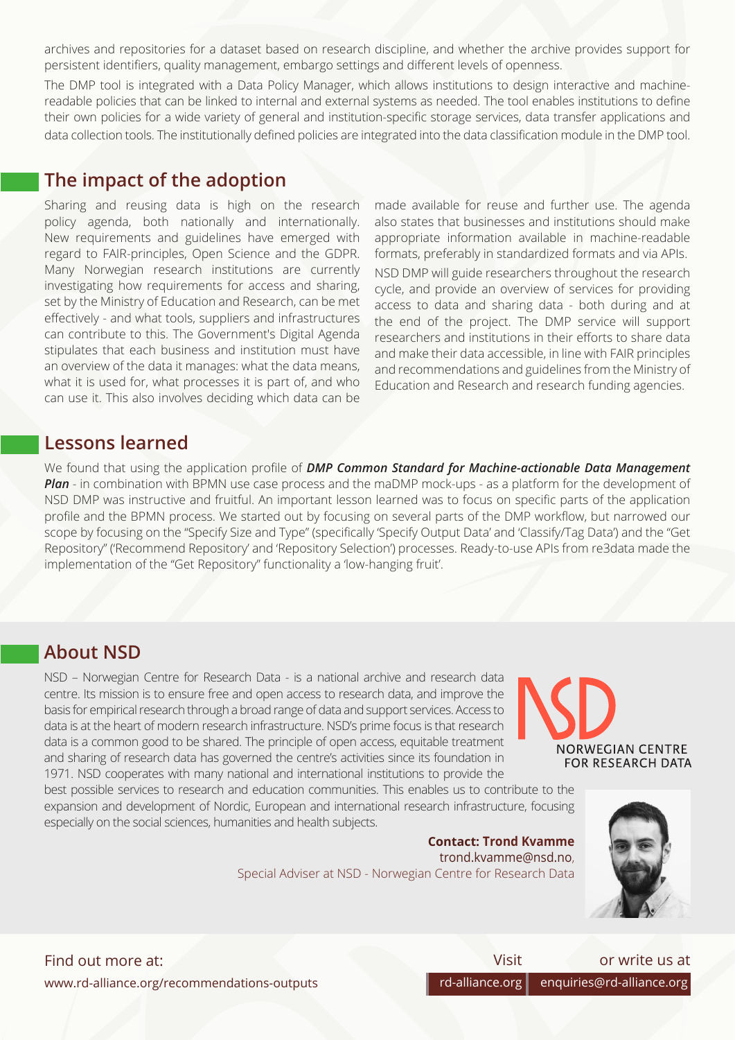archives and repositories for a dataset based on research discipline, and whether the archive provides support for persistent identifiers, quality management, embargo settings and different levels of openness.

The DMP tool is integrated with a Data Policy Manager, which allows institutions to design interactive and machine-readable policies that can be linked to internal and external systems as needed. The tool enables institutions to define their own policies for a wide variety of general and institution-specific storage services, data transfer applications and data collection tools. The institutionally defined policies are integrated into the data classification module in the DMP tool.

## The impact of the adoption

Sharing and reusing data is high on the research policy agenda, both nationally and internationally. New requirements and guidelines have emerged with regard to FAIR-principles, Open Science and the GDPR. Many Norwegian research institutions are currently investigating how requirements for access and sharing, set by the Ministry of Education and Research, can be met effectively - and what tools, suppliers and infrastructures can contribute to this. The Government's Digital Agenda stipulates that each business and institution must have an overview of the data it manages: what the data means, what it is used for, what processes it is part of, and who can use it. This also involves deciding which data can be made available for reuse and further use. The agenda also states that businesses and institutions should make appropriate information available in machine-readable formats, preferably in standardized formats and via APIs.

NSD DMP will guide researchers throughout the research cycle, and provide an overview of services for providing access to data and sharing data - both during and at the end of the project. The DMP service will support researchers and institutions in their efforts to share data and make their data accessible, in line with FAIR principles and recommendations and guidelines from the Ministry of Education and Research and research funding agencies.

## Lessons learned

We found that using the application profile of ***DMP Common Standard for Machine-actionable Data Management Plan*** - in combination with BPMN use case process and the maDMP mock-ups - as a platform for the development of NSD DMP was instructive and fruitful. An important lesson learned was to focus on specific parts of the application profile and the BPMN process. We started out by focusing on several parts of the DMP workflow, but narrowed our scope by focusing on the "Specify Size and Type" (specifically 'Specify Output Data' and 'Classify/Tag Data') and the "Get Repository" ('Recommend Repository' and 'Repository Selection') processes. Ready-to-use APIs from re3data made the implementation of the "Get Repository" functionality a 'low-hanging fruit'.

## About NSD

NSD – Norwegian Centre for Research Data - is a national archive and research data centre. Its mission is to ensure free and open access to research data, and improve the basis for empirical research through a broad range of data and support services. Access to data is at the heart of modern research infrastructure. NSD's prime focus is that research data is a common good to be shared. The principle of open access, equitable treatment and sharing of research data has governed the centre's activities since its foundation in 1971. NSD cooperates with many national and international institutions to provide the best possible services to research and education communities. This enables us to contribute to the expansion and development of Nordic, European and international research infrastructure, focusing especially on the social sciences, humanities and health subjects.

NSD
NORWEGIAN CENTRE FOR RESEARCH DATA

**Contact: Trond Kvamme**
trond.kvamme@nsd.no,
Special Adviser at NSD - Norwegian Centre for Research Data

Find out more at:
www.rd-alliance.org/recommendations-outputs

Visit rd-alliance.org or write us at enquiries@rd-alliance.org